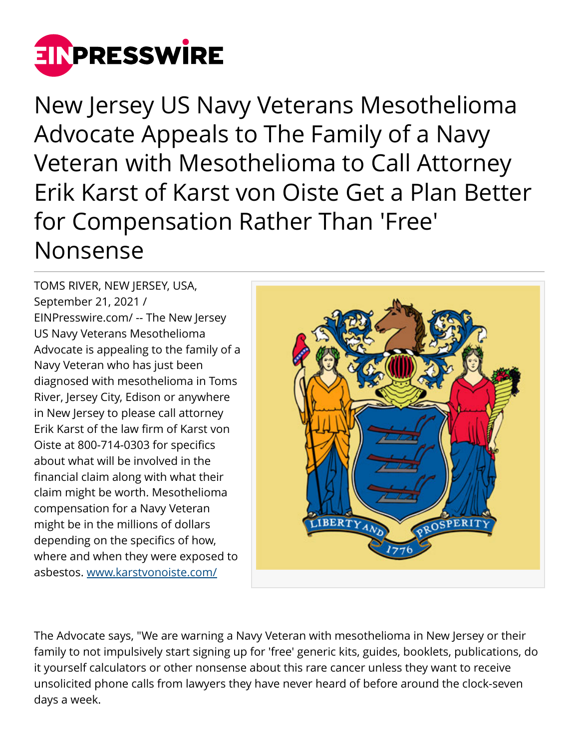# New Jersey US Navy Veterans Mesothelioma Advocate Appeals to The Family of a Navy Veteran with Mesothelioma to Call Attorney Erik Karst of Karst von Oiste Get a Plan Better for Compensation Rather Than 'Free' Nonsense

TOMS RIVER, NEW JERSEY, USA, September 21, 2021 / EINPresswire.com/ -- The New Jersey US Navy Veterans Mesothelioma Advocate is appealing to the family of a Navy Veteran who has just been diagnosed with mesothelioma in Toms River, Jersey City, Edison or anywhere in New Jersey to please call attorney Erik Karst of the law firm of Karst von Oiste at 800-714-0303 for specifics about what will be involved in the financial claim along with what their claim might be worth. Mesothelioma compensation for a Navy Veteran might be in the millions of dollars depending on the specifics of how, where and when they were exposed to asbestos. www.karstvonoiste.com/

The Advocate says, "We are warning a Navy Veteran with mesothelioma in New Jersey or their family to not impulsively start signing up for 'free' generic kits, guides, booklets, publications, do it yourself calculators or other nonsense about this rare cancer unless they want to receive unsolicited phone calls from lawyers they have never heard of before around the clock-seven days a week.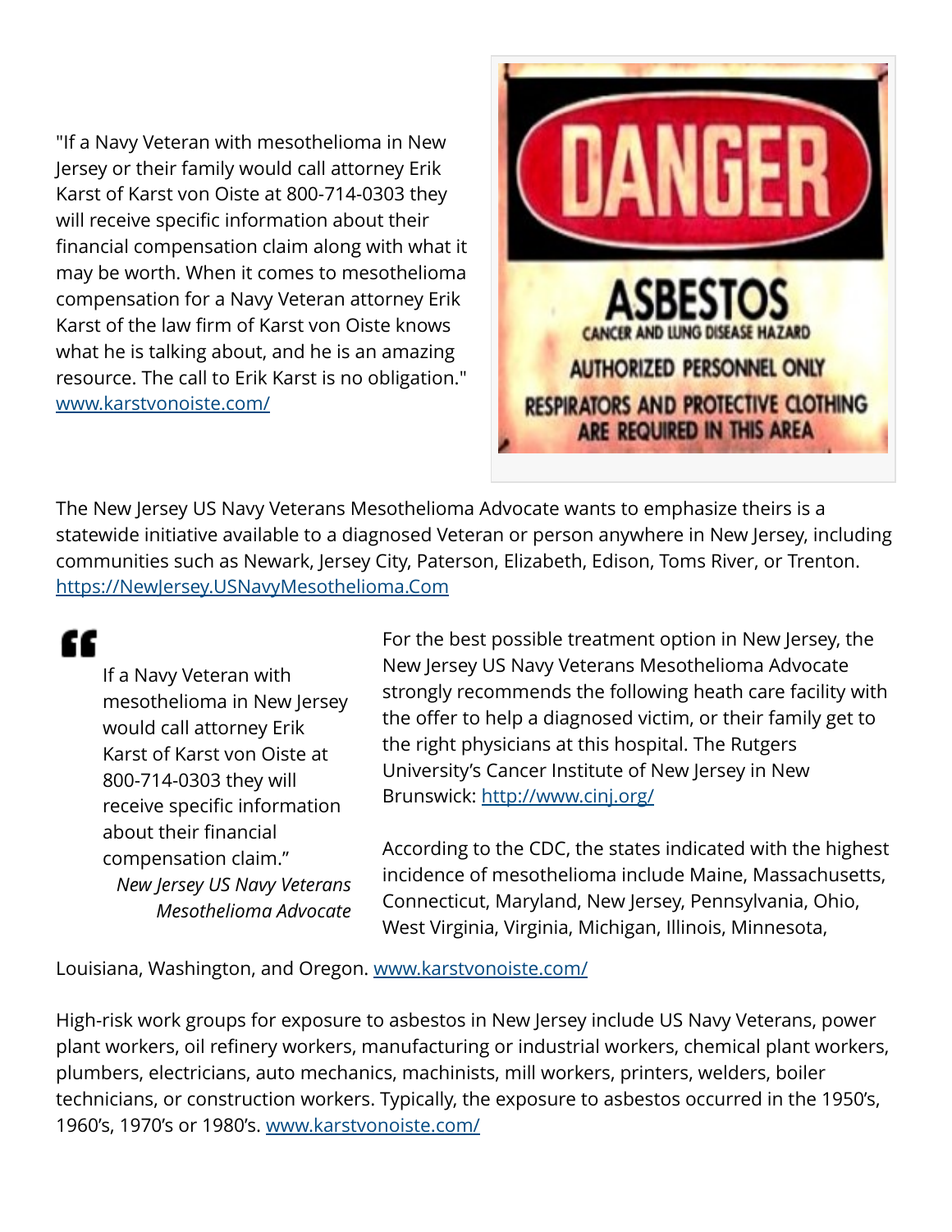"If a Navy Veteran with mesothelioma in New Jersey or their family would call attorney Erik Karst of Karst von Oiste at 800-714-0303 they will receive specific information about their financial compensation claim along with what it may be worth. When it comes to mesothelioma compensation for a Navy Veteran attorney Erik Karst of the law firm of Karst von Oiste knows what he is talking about, and he is an amazing resource. The call to Erik Karst is no obligation." [www.karstvonoiste.com/](www.karstvonoiste.com/)

The New Jersey US Navy Veterans Mesothelioma Advocate wants to emphasize theirs is a statewide initiative available to a diagnosed Veteran or person anywhere in New Jersey, including communities such as Newark, Jersey City, Paterson, Elizabeth, Edison, Toms River, or Trenton. [https://NewJersey.USNavyMesothelioma.Com](https://NewJersey.USNavyMesothelioma.Com)

> If a Navy Veteran with mesothelioma in New Jersey would call attorney Erik Karst of Karst von Oiste at 800-714-0303 they will receive specific information about their financial compensation claim."
>
> *New Jersey US Navy Veterans Mesothelioma Advocate*

For the best possible treatment option in New Jersey, the New Jersey US Navy Veterans Mesothelioma Advocate strongly recommends the following heath care facility with the offer to help a diagnosed victim, or their family get to the right physicians at this hospital. The Rutgers University's Cancer Institute of New Jersey in New Brunswick: [http://www.cinj.org/](http://www.cinj.org/)

According to the CDC, the states indicated with the highest incidence of mesothelioma include Maine, Massachusetts, Connecticut, Maryland, New Jersey, Pennsylvania, Ohio, West Virginia, Virginia, Michigan, Illinois, Minnesota, Louisiana, Washington, and Oregon. [www.karstvonoiste.com/](www.karstvonoiste.com/)

High-risk work groups for exposure to asbestos in New Jersey include US Navy Veterans, power plant workers, oil refinery workers, manufacturing or industrial workers, chemical plant workers, plumbers, electricians, auto mechanics, machinists, mill workers, printers, welders, boiler technicians, or construction workers. Typically, the exposure to asbestos occurred in the 1950's, 1960's, 1970's or 1980's. [www.karstvonoiste.com/](www.karstvonoiste.com/)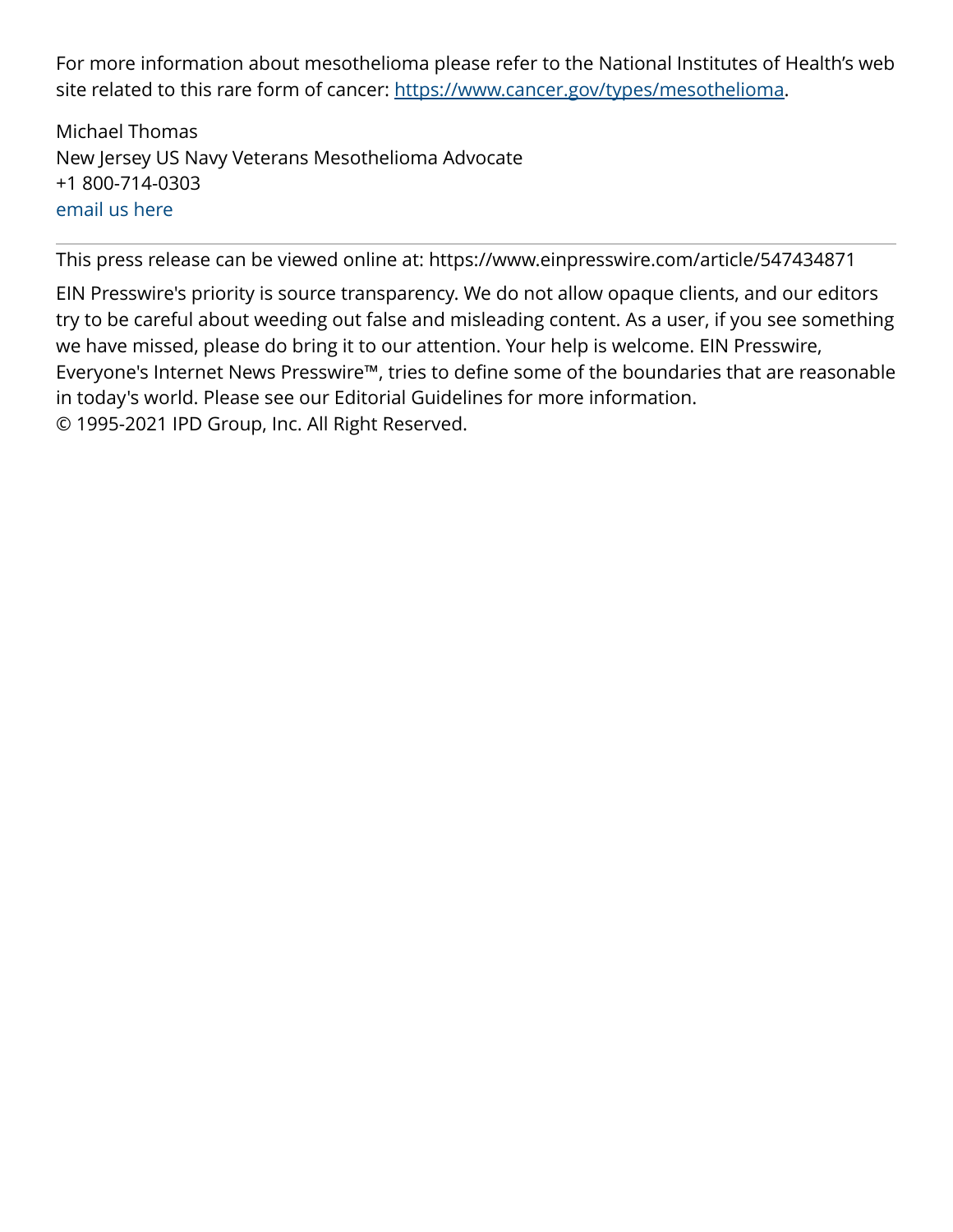For more information about mesothelioma please refer to the National Institutes of Health's web site related to this rare form of cancer: [https://www.cancer.gov/types/mesothelioma](https://www.cancer.gov/types/mesothelioma).

Michael Thomas
New Jersey US Navy Veterans Mesothelioma Advocate
+1 800-714-0303
email us here

---

This press release can be viewed online at: https://www.einpresswire.com/article/547434871

EIN Presswire's priority is source transparency. We do not allow opaque clients, and our editors try to be careful about weeding out false and misleading content. As a user, if you see something we have missed, please do bring it to our attention. Your help is welcome. EIN Presswire, Everyone's Internet News Presswire™, tries to define some of the boundaries that are reasonable in today's world. Please see our Editorial Guidelines for more information.
© 1995-2021 IPD Group, Inc. All Right Reserved.